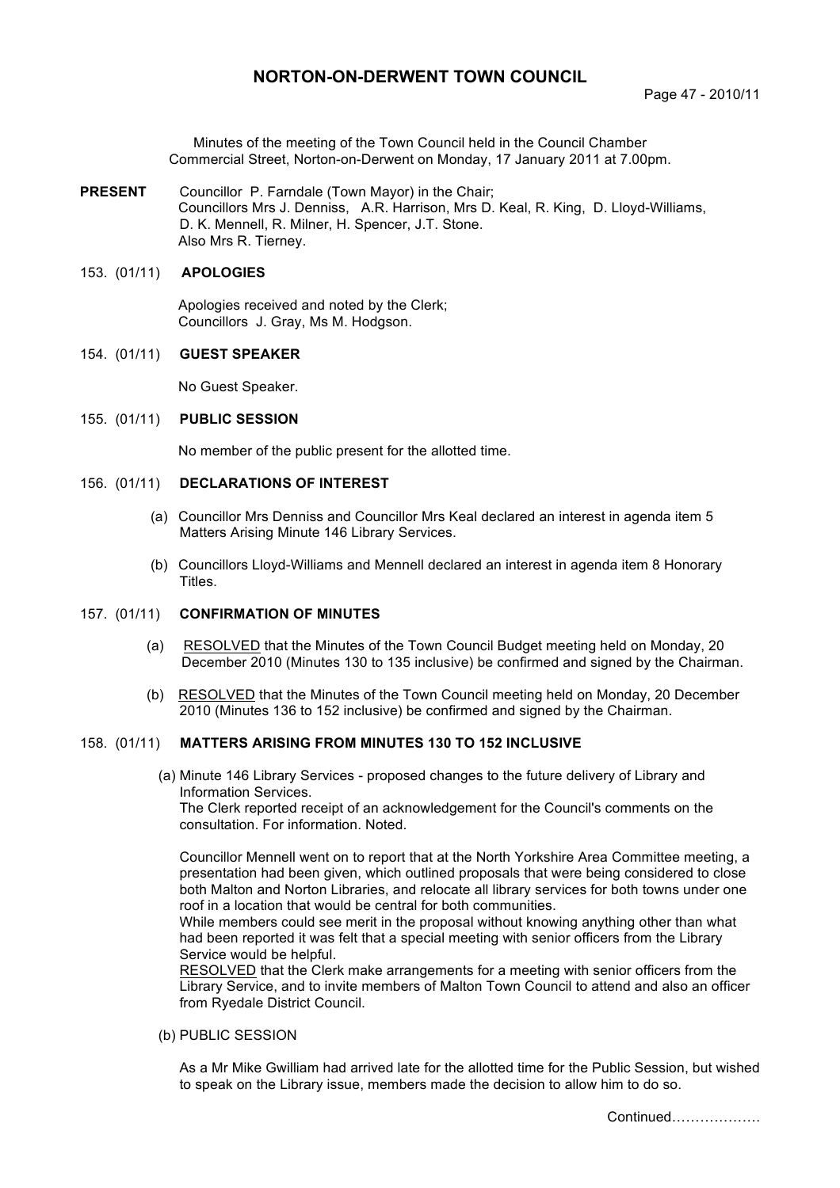# NORTON-ON-DERWENT TOWN COUNCIL

Minutes of the meeting of the Town Council held in the Council Chamber Commercial Street, Norton-on-Derwent on Monday, 17 January 2011 at 7.00pm.

**PRESENT** Councillor P. Farndale (Town Mayor) in the Chair; Councillors Mrs J. Denniss, A.R. Harrison, Mrs D. Keal, R. King, D. Lloyd-Williams, D. K. Mennell, R. Milner, H. Spencer, J.T. Stone. Also Mrs R. Tierney.

## 153. (01/11) APOLOGIES

Apologies received and noted by the Clerk; Councillors J. Gray, Ms M. Hodgson.

## 154. (01/11) GUEST SPEAKER

No Guest Speaker.

## 155. (01/11) PUBLIC SESSION

No member of the public present for the allotted time.

## 156. (01/11) DECLARATIONS OF INTEREST

(a) Councillor Mrs Denniss and Councillor Mrs Keal declared an interest in agenda item 5 Matters Arising Minute 146 Library Services.

(b) Councillors Lloyd-Williams and Mennell declared an interest in agenda item 8 Honorary Titles.

## 157. (01/11) CONFIRMATION OF MINUTES

(a) RESOLVED that the Minutes of the Town Council Budget meeting held on Monday, 20 December 2010 (Minutes 130 to 135 inclusive) be confirmed and signed by the Chairman.

(b) RESOLVED that the Minutes of the Town Council meeting held on Monday, 20 December 2010 (Minutes 136 to 152 inclusive) be confirmed and signed by the Chairman.

## 158. (01/11) MATTERS ARISING FROM MINUTES 130 TO 152 INCLUSIVE

(a) Minute 146 Library Services - proposed changes to the future delivery of Library and Information Services.
The Clerk reported receipt of an acknowledgement for the Council's comments on the consultation. For information. Noted.

Councillor Mennell went on to report that at the North Yorkshire Area Committee meeting, a presentation had been given, which outlined proposals that were being considered to close both Malton and Norton Libraries, and relocate all library services for both towns under one roof in a location that would be central for both communities.
While members could see merit in the proposal without knowing anything other than what had been reported it was felt that a special meeting with senior officers from the Library Service would be helpful.
RESOLVED that the Clerk make arrangements for a meeting with senior officers from the Library Service, and to invite members of Malton Town Council to attend and also an officer from Ryedale District Council.

(b) PUBLIC SESSION

As a Mr Mike Gwilliam had arrived late for the allotted time for the Public Session, but wished to speak on the Library issue, members made the decision to allow him to do so.

Continued……………….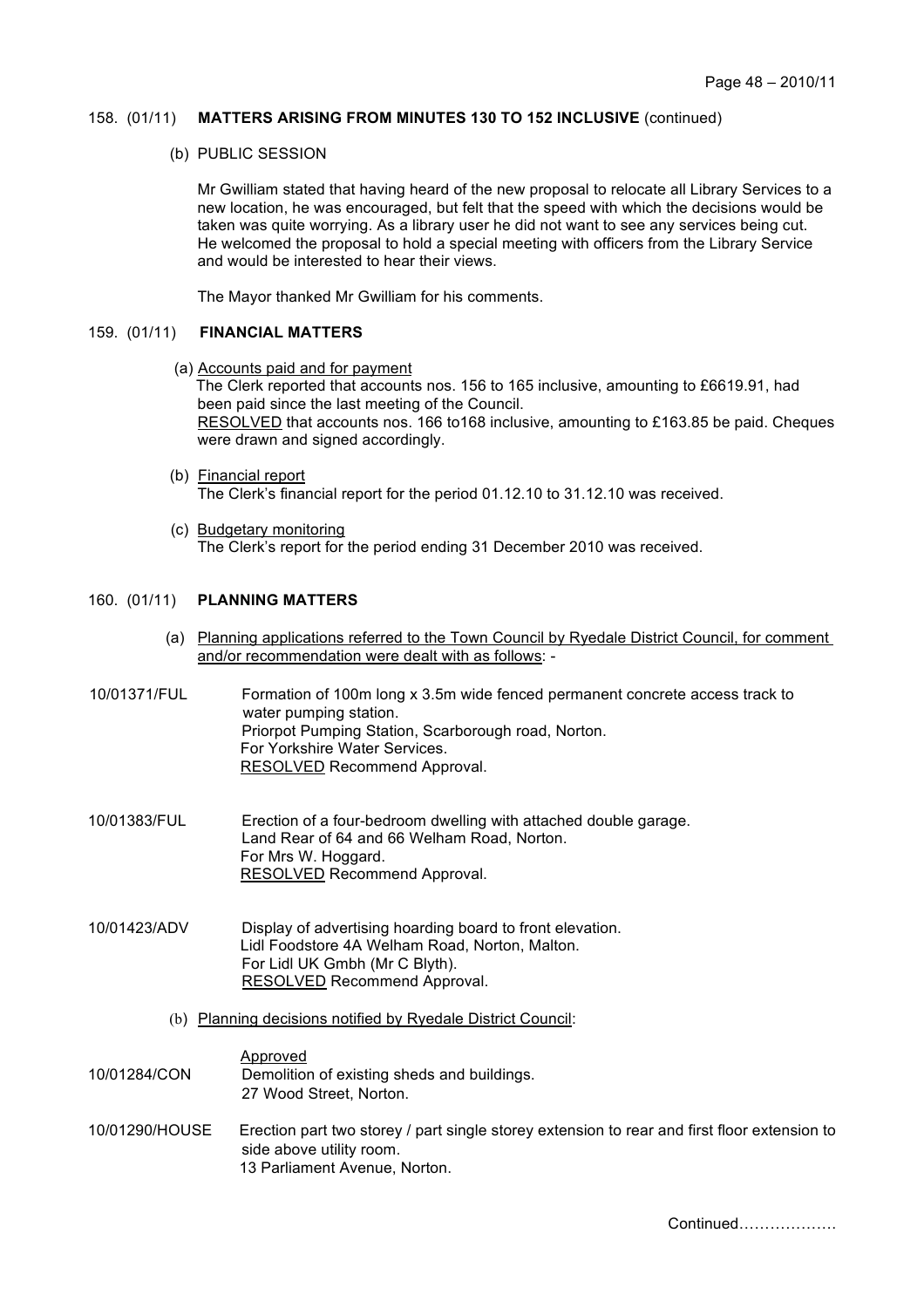## 158. (01/11) **MATTERS ARISING FROM MINUTES 130 TO 152 INCLUSIVE** (continued)

(b) PUBLIC SESSION

Mr Gwilliam stated that having heard of the new proposal to relocate all Library Services to a new location, he was encouraged, but felt that the speed with which the decisions would be taken was quite worrying. As a library user he did not want to see any services being cut. He welcomed the proposal to hold a special meeting with officers from the Library Service and would be interested to hear their views.

The Mayor thanked Mr Gwilliam for his comments.

## 159. (01/11) **FINANCIAL MATTERS**

(a) Accounts paid and for payment
The Clerk reported that accounts nos. 156 to 165 inclusive, amounting to £6619.91, had been paid since the last meeting of the Council.
RESOLVED that accounts nos. 166 to168 inclusive, amounting to £163.85 be paid. Cheques were drawn and signed accordingly.

(b) Financial report
The Clerk's financial report for the period 01.12.10 to 31.12.10 was received.

(c) Budgetary monitoring
The Clerk's report for the period ending 31 December 2010 was received.

## 160. (01/11) **PLANNING MATTERS**

(a) Planning applications referred to the Town Council by Ryedale District Council, for comment and/or recommendation were dealt with as follows: -

10/01371/FUL
Formation of 100m long x 3.5m wide fenced permanent concrete access track to water pumping station.
Priorpot Pumping Station, Scarborough road, Norton.
For Yorkshire Water Services.
RESOLVED Recommend Approval.

10/01383/FUL
Erection of a four-bedroom dwelling with attached double garage.
Land Rear of 64 and 66 Welham Road, Norton.
For Mrs W. Hoggard.
RESOLVED Recommend Approval.

10/01423/ADV
Display of advertising hoarding board to front elevation.
Lidl Foodstore 4A Welham Road, Norton, Malton.
For Lidl UK Gmbh (Mr C Blyth).
RESOLVED Recommend Approval.

(b) Planning decisions notified by Ryedale District Council:

Approved

10/01284/CON
Demolition of existing sheds and buildings.
27 Wood Street, Norton.

10/01290/HOUSE
Erection part two storey / part single storey extension to rear and first floor extension to side above utility room.
13 Parliament Avenue, Norton.

Continued……………….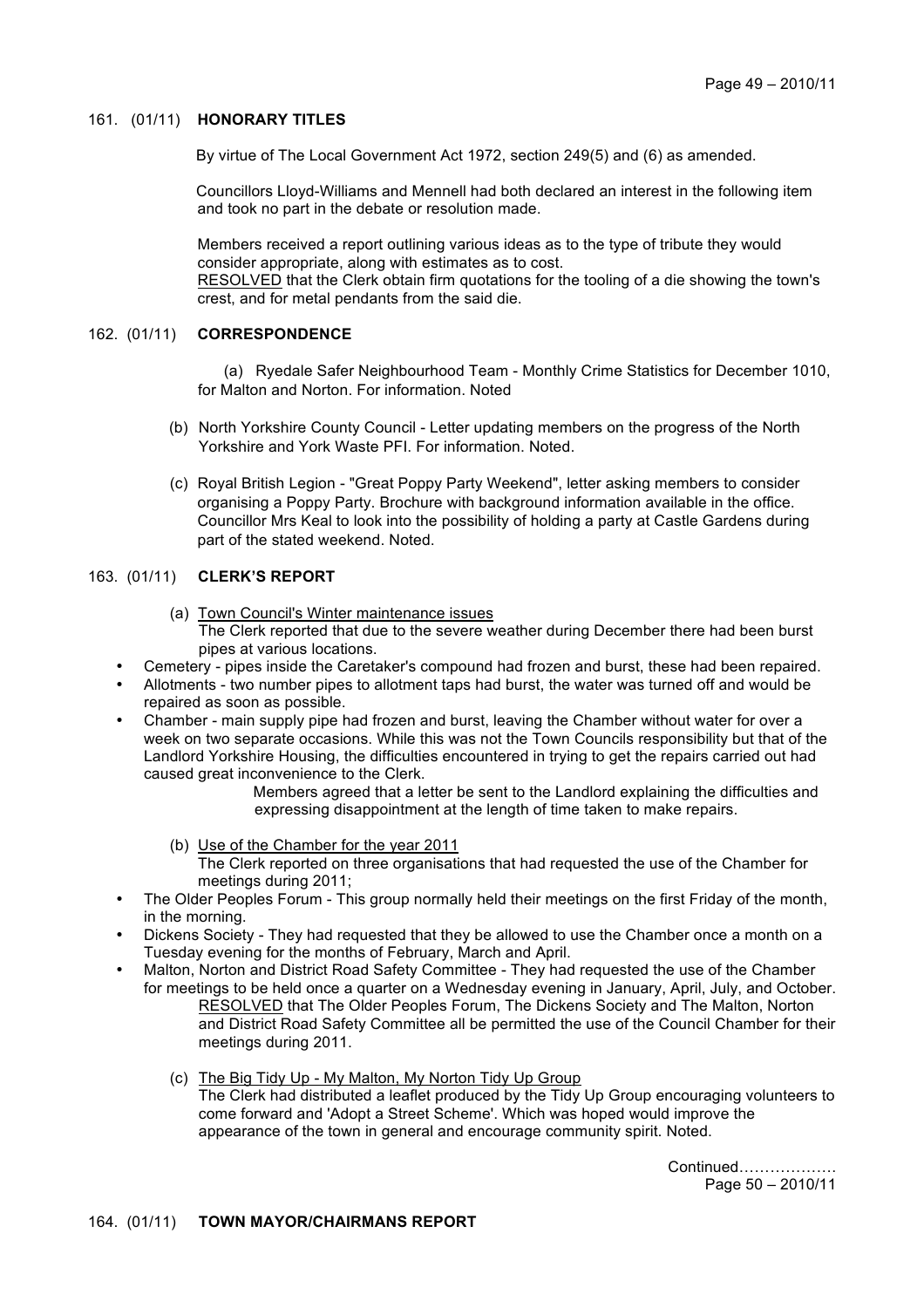### 161. (01/11) **HONORARY TITLES**

By virtue of The Local Government Act 1972, section 249(5) and (6) as amended.

Councillors Lloyd-Williams and Mennell had both declared an interest in the following item and took no part in the debate or resolution made.

Members received a report outlining various ideas as to the type of tribute they would consider appropriate, along with estimates as to cost.
RESOLVED that the Clerk obtain firm quotations for the tooling of a die showing the town's crest, and for metal pendants from the said die.

### 162. (01/11) **CORRESPONDENCE**

(a) Ryedale Safer Neighbourhood Team - Monthly Crime Statistics for December 1010, for Malton and Norton. For information. Noted

(b) North Yorkshire County Council - Letter updating members on the progress of the North Yorkshire and York Waste PFI. For information. Noted.

(c) Royal British Legion - "Great Poppy Party Weekend", letter asking members to consider organising a Poppy Party. Brochure with background information available in the office. Councillor Mrs Keal to look into the possibility of holding a party at Castle Gardens during part of the stated weekend. Noted.

### 163. (01/11) **CLERK'S REPORT**

(a) Town Council's Winter maintenance issues
The Clerk reported that due to the severe weather during December there had been burst pipes at various locations.

- Cemetery - pipes inside the Caretaker's compound had frozen and burst, these had been repaired.
- Allotments - two number pipes to allotment taps had burst, the water was turned off and would be repaired as soon as possible.
- Chamber - main supply pipe had frozen and burst, leaving the Chamber without water for over a week on two separate occasions. While this was not the Town Councils responsibility but that of the Landlord Yorkshire Housing, the difficulties encountered in trying to get the repairs carried out had caused great inconvenience to the Clerk.

Members agreed that a letter be sent to the Landlord explaining the difficulties and expressing disappointment at the length of time taken to make repairs.

(b) Use of the Chamber for the year 2011
The Clerk reported on three organisations that had requested the use of the Chamber for meetings during 2011;

- The Older Peoples Forum - This group normally held their meetings on the first Friday of the month, in the morning.
- Dickens Society - They had requested that they be allowed to use the Chamber once a month on a Tuesday evening for the months of February, March and April.
- Malton, Norton and District Road Safety Committee - They had requested the use of the Chamber for meetings to be held once a quarter on a Wednesday evening in January, April, July, and October.

RESOLVED that The Older Peoples Forum, The Dickens Society and The Malton, Norton and District Road Safety Committee all be permitted the use of the Council Chamber for their meetings during 2011.

(c) The Big Tidy Up - My Malton, My Norton Tidy Up Group
The Clerk had distributed a leaflet produced by the Tidy Up Group encouraging volunteers to come forward and 'Adopt a Street Scheme'. Which was hoped would improve the appearance of the town in general and encourage community spirit. Noted.

Continued………………
Page 50 – 2010/11

### 164. (01/11) **TOWN MAYOR/CHAIRMANS REPORT**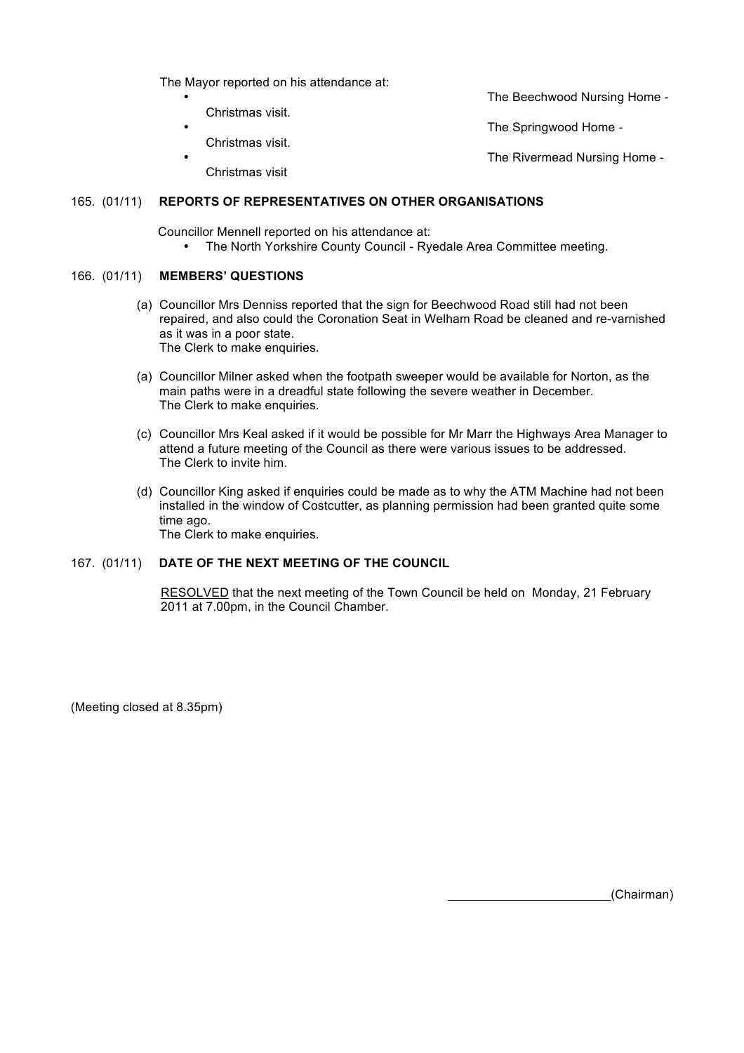The Mayor reported on his attendance at:

- The Beechwood Nursing Home - Christmas visit.
- The Springwood Home - Christmas visit.
- The Rivermead Nursing Home - Christmas visit

165. (01/11) **REPORTS OF REPRESENTATIVES ON OTHER ORGANISATIONS**

Councillor Mennell reported on his attendance at:

- The North Yorkshire County Council - Ryedale Area Committee meeting.

166. (01/11) **MEMBERS' QUESTIONS**

(a) Councillor Mrs Denniss reported that the sign for Beechwood Road still had not been repaired, and also could the Coronation Seat in Welham Road be cleaned and re-varnished as it was in a poor state.
The Clerk to make enquiries.

(a) Councillor Milner asked when the footpath sweeper would be available for Norton, as the main paths were in a dreadful state following the severe weather in December.
The Clerk to make enquiries.

(c) Councillor Mrs Keal asked if it would be possible for Mr Marr the Highways Area Manager to attend a future meeting of the Council as there were various issues to be addressed.
The Clerk to invite him.

(d) Councillor King asked if enquiries could be made as to why the ATM Machine had not been installed in the window of Costcutter, as planning permission had been granted quite some time ago.
The Clerk to make enquiries.

167. (01/11) **DATE OF THE NEXT MEETING OF THE COUNCIL**

RESOLVED that the next meeting of the Town Council be held on Monday, 21 February 2011 at 7.00pm, in the Council Chamber.

(Meeting closed at 8.35pm)

\_\_\_\_\_\_\_\_\_\_\_\_\_\_\_\_\_\_\_\_\_\_\_(Chairman)